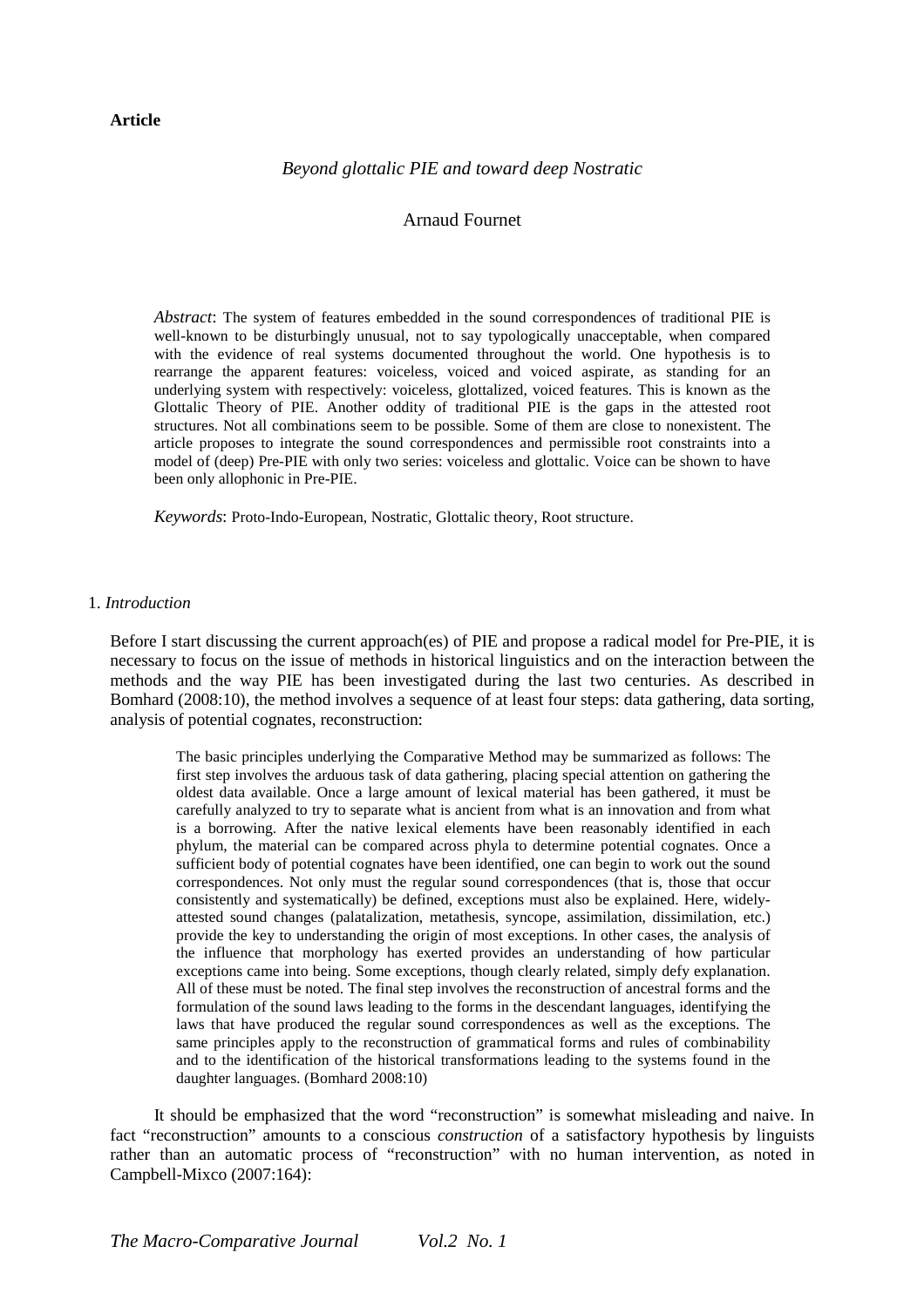**Article**

# *Beyond glottalic PIE and toward deep Nostratic*

Arnaud Fournet

*Abstract*: The system of features embedded in the sound correspondences of traditional PIE is well-known to be disturbingly unusual, not to say typologically unacceptable, when compared with the evidence of real systems documented throughout the world. One hypothesis is to rearrange the apparent features: voiceless, voiced and voiced aspirate, as standing for an underlying system with respectively: voiceless, glottalized, voiced features. This is known as the Glottalic Theory of PIE. Another oddity of traditional PIE is the gaps in the attested root structures. Not all combinations seem to be possible. Some of them are close to nonexistent. The article proposes to integrate the sound correspondences and permissible root constraints into a model of (deep) Pre-PIE with only two series: voiceless and glottalic. Voice can be shown to have been only allophonic in Pre-PIE.

*Keywords*: Proto-Indo-European, Nostratic, Glottalic theory, Root structure.

## 1. *Introduction*

Before I start discussing the current approach(es) of PIE and propose a radical model for Pre-PIE, it is necessary to focus on the issue of methods in historical linguistics and on the interaction between the methods and the way PIE has been investigated during the last two centuries. As described in Bomhard (2008:10), the method involves a sequence of at least four steps: data gathering, data sorting, analysis of potential cognates, reconstruction:

> The basic principles underlying the Comparative Method may be summarized as follows: The first step involves the arduous task of data gathering, placing special attention on gathering the oldest data available. Once a large amount of lexical material has been gathered, it must be carefully analyzed to try to separate what is ancient from what is an innovation and from what is a borrowing. After the native lexical elements have been reasonably identified in each phylum, the material can be compared across phyla to determine potential cognates. Once a sufficient body of potential cognates have been identified, one can begin to work out the sound correspondences. Not only must the regular sound correspondences (that is, those that occur consistently and systematically) be defined, exceptions must also be explained. Here, widely-attested sound changes (palatalization, metathesis, syncope, assimilation, dissimilation, etc.) provide the key to understanding the origin of most exceptions. In other cases, the analysis of the influence that morphology has exerted provides an understanding of how particular exceptions came into being. Some exceptions, though clearly related, simply defy explanation. All of these must be noted. The final step involves the reconstruction of ancestral forms and the formulation of the sound laws leading to the forms in the descendant languages, identifying the laws that have produced the regular sound correspondences as well as the exceptions. The same principles apply to the reconstruction of grammatical forms and rules of combinability and to the identification of the historical transformations leading to the systems found in the daughter languages. (Bomhard 2008:10)

It should be emphasized that the word "reconstruction" is somewhat misleading and naive. In fact "reconstruction" amounts to a conscious *construction* of a satisfactory hypothesis by linguists rather than an automatic process of "reconstruction" with no human intervention, as noted in Campbell-Mixco (2007:164):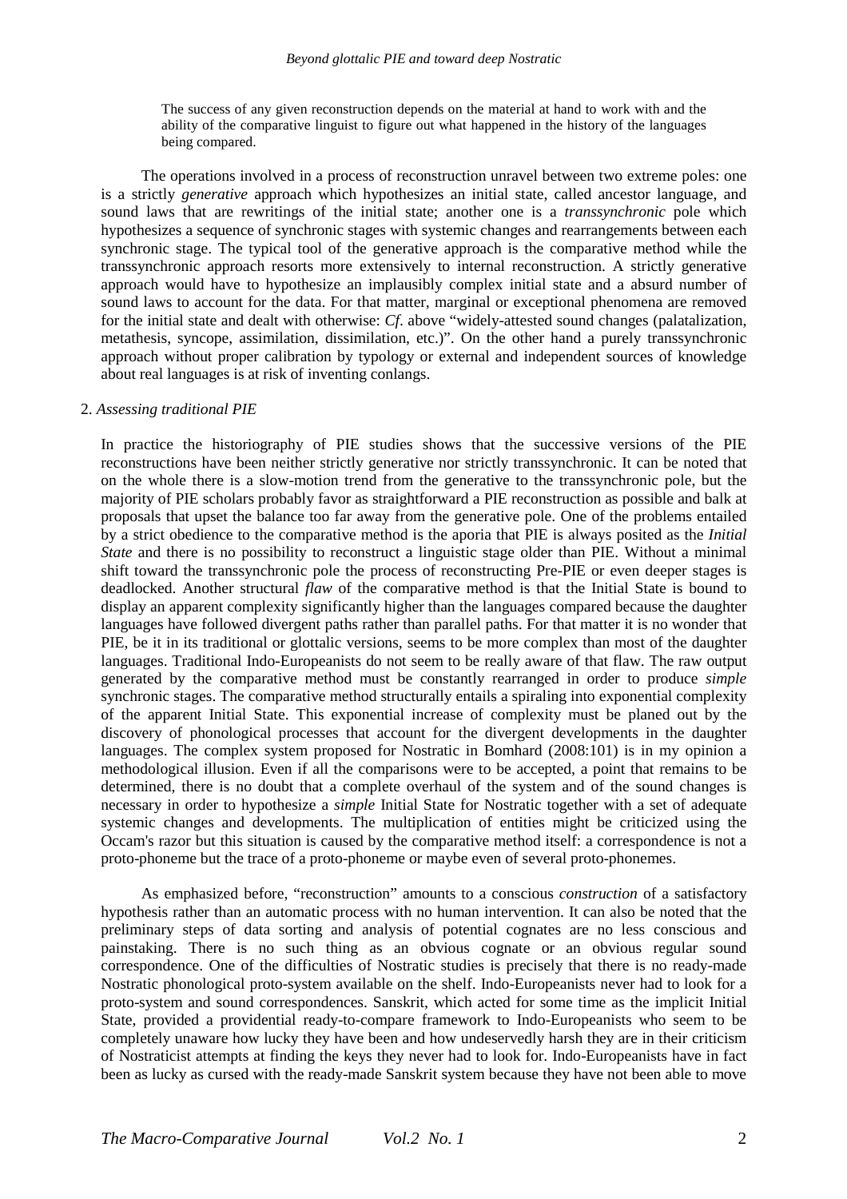> The success of any given reconstruction depends on the material at hand to work with and the ability of the comparative linguist to figure out what happened in the history of the languages being compared.

The operations involved in a process of reconstruction unravel between two extreme poles: one is a strictly *generative* approach which hypothesizes an initial state, called ancestor language, and sound laws that are rewritings of the initial state; another one is a *transsynchronic* pole which hypothesizes a sequence of synchronic stages with systemic changes and rearrangements between each synchronic stage. The typical tool of the generative approach is the comparative method while the transsynchronic approach resorts more extensively to internal reconstruction. A strictly generative approach would have to hypothesize an implausibly complex initial state and a absurd number of sound laws to account for the data. For that matter, marginal or exceptional phenomena are removed for the initial state and dealt with otherwise: *Cf*. above "widely-attested sound changes (palatalization, metathesis, syncope, assimilation, dissimilation, etc.)". On the other hand a purely transsynchronic approach without proper calibration by typology or external and independent sources of knowledge about real languages is at risk of inventing conlangs.

## 2. *Assessing traditional PIE*

In practice the historiography of PIE studies shows that the successive versions of the PIE reconstructions have been neither strictly generative nor strictly transsynchronic. It can be noted that on the whole there is a slow-motion trend from the generative to the transsynchronic pole, but the majority of PIE scholars probably favor as straightforward a PIE reconstruction as possible and balk at proposals that upset the balance too far away from the generative pole. One of the problems entailed by a strict obedience to the comparative method is the aporia that PIE is always posited as the *Initial State* and there is no possibility to reconstruct a linguistic stage older than PIE. Without a minimal shift toward the transsynchronic pole the process of reconstructing Pre-PIE or even deeper stages is deadlocked. Another structural *flaw* of the comparative method is that the Initial State is bound to display an apparent complexity significantly higher than the languages compared because the daughter languages have followed divergent paths rather than parallel paths. For that matter it is no wonder that PIE, be it in its traditional or glottalic versions, seems to be more complex than most of the daughter languages. Traditional Indo-Europeanists do not seem to be really aware of that flaw. The raw output generated by the comparative method must be constantly rearranged in order to produce *simple* synchronic stages. The comparative method structurally entails a spiraling into exponential complexity of the apparent Initial State. This exponential increase of complexity must be planed out by the discovery of phonological processes that account for the divergent developments in the daughter languages. The complex system proposed for Nostratic in Bomhard (2008:101) is in my opinion a methodological illusion. Even if all the comparisons were to be accepted, a point that remains to be determined, there is no doubt that a complete overhaul of the system and of the sound changes is necessary in order to hypothesize a *simple* Initial State for Nostratic together with a set of adequate systemic changes and developments. The multiplication of entities might be criticized using the Occam's razor but this situation is caused by the comparative method itself: a correspondence is not a proto-phoneme but the trace of a proto-phoneme or maybe even of several proto-phonemes.

As emphasized before, "reconstruction" amounts to a conscious *construction* of a satisfactory hypothesis rather than an automatic process with no human intervention. It can also be noted that the preliminary steps of data sorting and analysis of potential cognates are no less conscious and painstaking. There is no such thing as an obvious cognate or an obvious regular sound correspondence. One of the difficulties of Nostratic studies is precisely that there is no ready-made Nostratic phonological proto-system available on the shelf. Indo-Europeanists never had to look for a proto-system and sound correspondences. Sanskrit, which acted for some time as the implicit Initial State, provided a providential ready-to-compare framework to Indo-Europeanists who seem to be completely unaware how lucky they have been and how undeservedly harsh they are in their criticism of Nostraticist attempts at finding the keys they never had to look for. Indo-Europeanists have in fact been as lucky as cursed with the ready-made Sanskrit system because they have not been able to move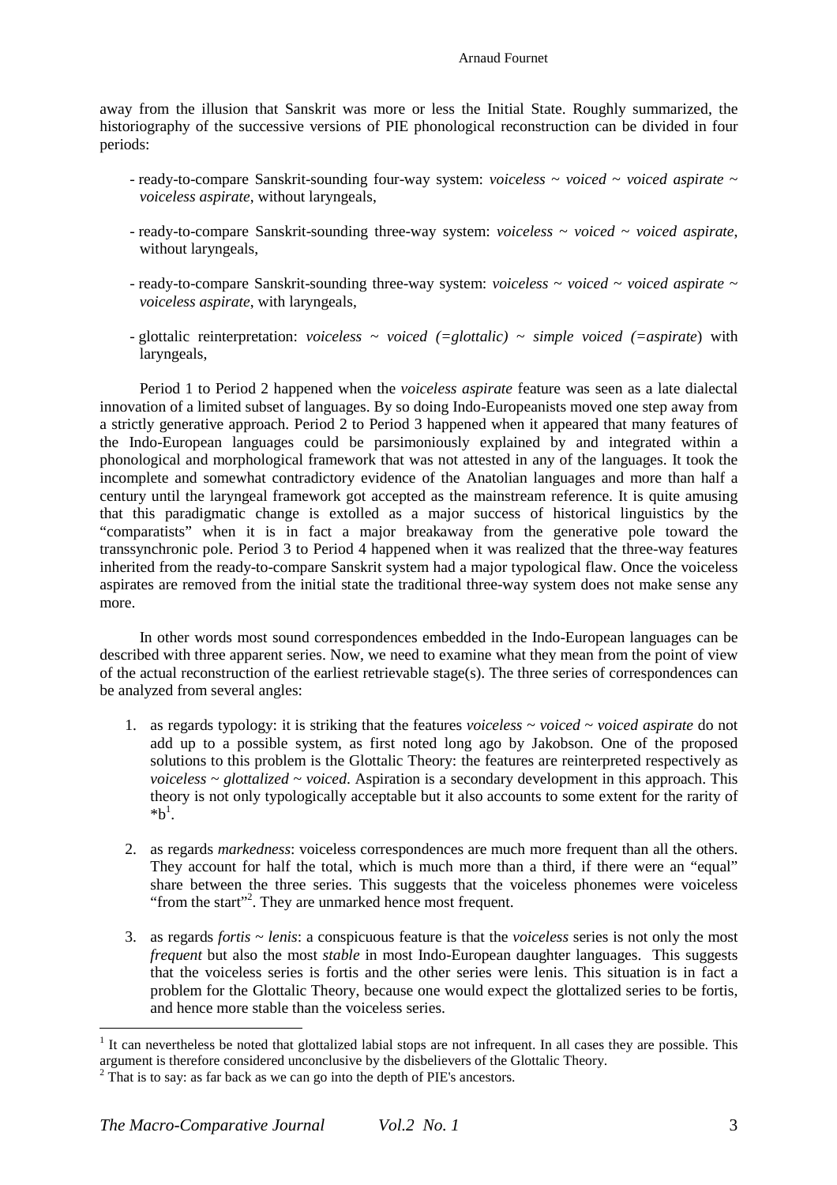away from the illusion that Sanskrit was more or less the Initial State. Roughly summarized, the historiography of the successive versions of PIE phonological reconstruction can be divided in four periods:

- ready-to-compare Sanskrit-sounding four-way system: *voiceless* ~ *voiced* ~ *voiced aspirate* ~ *voiceless aspirate*, without laryngeals,
- ready-to-compare Sanskrit-sounding three-way system: *voiceless* ~ *voiced* ~ *voiced aspirate*, without laryngeals,
- ready-to-compare Sanskrit-sounding three-way system: *voiceless* ~ *voiced* ~ *voiced aspirate* ~ *voiceless aspirate*, with laryngeals,
- glottalic reinterpretation: *voiceless* ~ *voiced (=glottalic)* ~ *simple voiced (=aspirate*) with laryngeals,

Period 1 to Period 2 happened when the *voiceless aspirate* feature was seen as a late dialectal innovation of a limited subset of languages. By so doing Indo-Europeanists moved one step away from a strictly generative approach. Period 2 to Period 3 happened when it appeared that many features of the Indo-European languages could be parsimoniously explained by and integrated within a phonological and morphological framework that was not attested in any of the languages. It took the incomplete and somewhat contradictory evidence of the Anatolian languages and more than half a century until the laryngeal framework got accepted as the mainstream reference. It is quite amusing that this paradigmatic change is extolled as a major success of historical linguistics by the "comparatists" when it is in fact a major breakaway from the generative pole toward the transsynchronic pole. Period 3 to Period 4 happened when it was realized that the three-way features inherited from the ready-to-compare Sanskrit system had a major typological flaw. Once the voiceless aspirates are removed from the initial state the traditional three-way system does not make sense any more.

In other words most sound correspondences embedded in the Indo-European languages can be described with three apparent series. Now, we need to examine what they mean from the point of view of the actual reconstruction of the earliest retrievable stage(s). The three series of correspondences can be analyzed from several angles:

1. as regards typology: it is striking that the features *voiceless* ~ *voiced* ~ *voiced aspirate* do not add up to a possible system, as first noted long ago by Jakobson. One of the proposed solutions to this problem is the Glottalic Theory: the features are reinterpreted respectively as *voiceless* ~ *glottalized* ~ *voiced*. Aspiration is a secondary development in this approach. This theory is not only typologically acceptable but it also accounts to some extent for the rarity of *b[1].
2. as regards *markedness*: voiceless correspondences are much more frequent than all the others. They account for half the total, which is much more than a third, if there were an "equal" share between the three series. This suggests that the voiceless phonemes were voiceless "from the start"[2]. They are unmarked hence most frequent.
3. as regards *fortis* ~ *lenis*: a conspicuous feature is that the *voiceless* series is not only the most *frequent* but also the most *stable* in most Indo-European daughter languages. This suggests that the voiceless series is fortis and the other series were lenis. This situation is in fact a problem for the Glottalic Theory, because one would expect the glottalized series to be fortis, and hence more stable than the voiceless series.

[1] It can nevertheless be noted that glottalized labial stops are not infrequent. In all cases they are possible. This argument is therefore considered unconclusive by the disbelievers of the Glottalic Theory.

[2] That is to say: as far back as we can go into the depth of PIE's ancestors.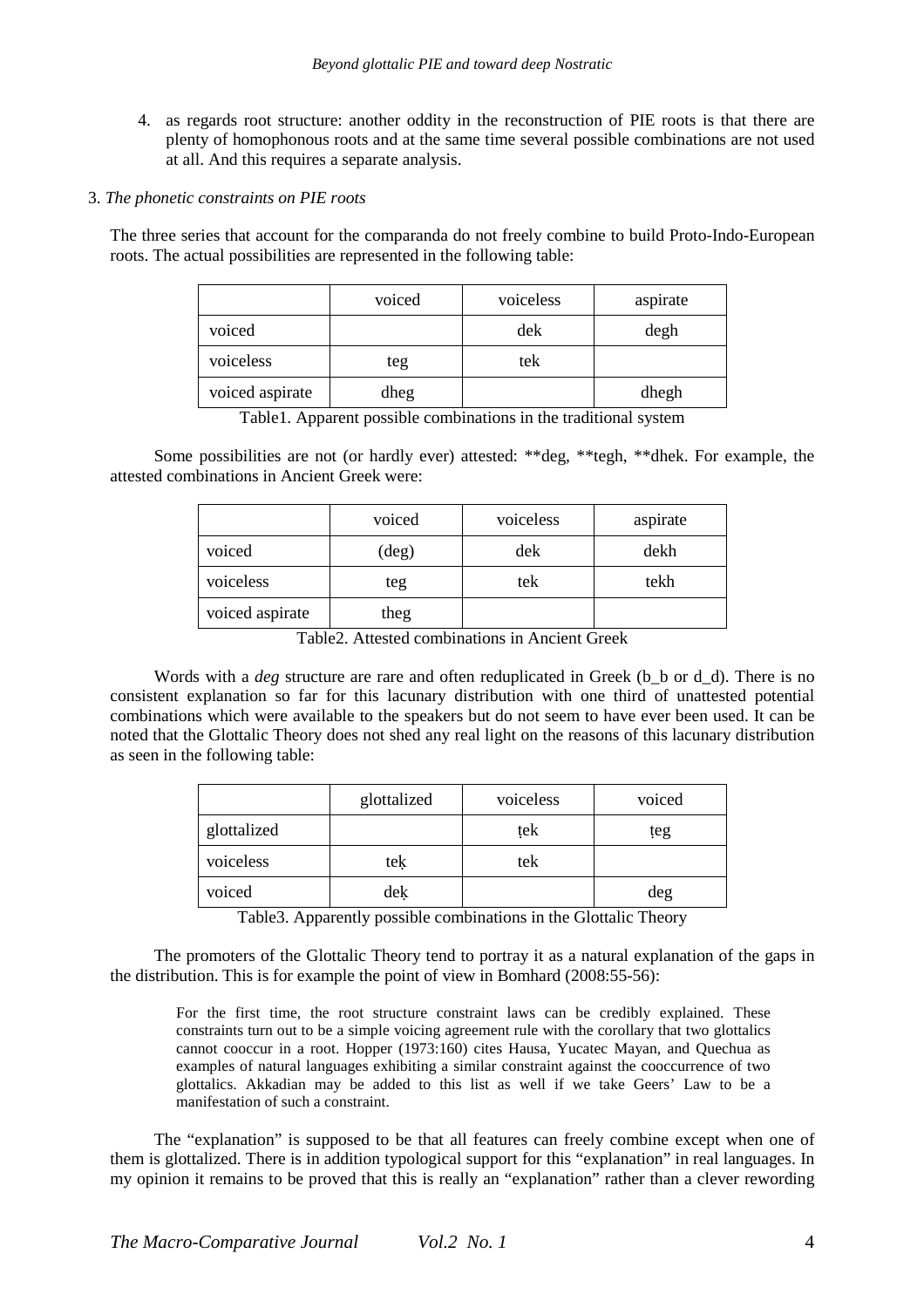4. as regards root structure: another oddity in the reconstruction of PIE roots is that there are plenty of homophonous roots and at the same time several possible combinations are not used at all. And this requires a separate analysis.

3. *The phonetic constraints on PIE roots*

The three series that account for the comparanda do not freely combine to build Proto-Indo-European roots. The actual possibilities are represented in the following table:

| | voiced | voiceless | aspirate |
|---|---|---|---|
| voiced | | dek | degh |
| voiceless | teg | tek | |
| voiced aspirate | dheg | | dhegh |

Table1. Apparent possible combinations in the traditional system

Some possibilities are not (or hardly ever) attested: **deg, **tegh, **dhek. For example, the attested combinations in Ancient Greek were:

| | voiced | voiceless | aspirate |
|---|---|---|---|
| voiced | (deg) | dek | dekh |
| voiceless | teg | tek | tekh |
| voiced aspirate | theg | | |

Table2. Attested combinations in Ancient Greek

Words with a *deg* structure are rare and often reduplicated in Greek (b_b or d_d). There is no consistent explanation so far for this lacunary distribution with one third of unattested potential combinations which were available to the speakers but do not seem to have ever been used. It can be noted that the Glottalic Theory does not shed any real light on the reasons of this lacunary distribution as seen in the following table:

| | glottalized | voiceless | voiced |
|---|---|---|---|
| glottalized | | ṭek | ṭeg |
| voiceless | teḳ | tek | |
| voiced | deḳ | | deg |

Table3. Apparently possible combinations in the Glottalic Theory

The promoters of the Glottalic Theory tend to portray it as a natural explanation of the gaps in the distribution. This is for example the point of view in Bomhard (2008:55-56):

> For the first time, the root structure constraint laws can be credibly explained. These constraints turn out to be a simple voicing agreement rule with the corollary that two glottalics cannot cooccur in a root. Hopper (1973:160) cites Hausa, Yucatec Mayan, and Quechua as examples of natural languages exhibiting a similar constraint against the cooccurrence of two glottalics. Akkadian may be added to this list as well if we take Geers' Law to be a manifestation of such a constraint.

The "explanation" is supposed to be that all features can freely combine except when one of them is glottalized. There is in addition typological support for this "explanation" in real languages. In my opinion it remains to be proved that this is really an "explanation" rather than a clever rewording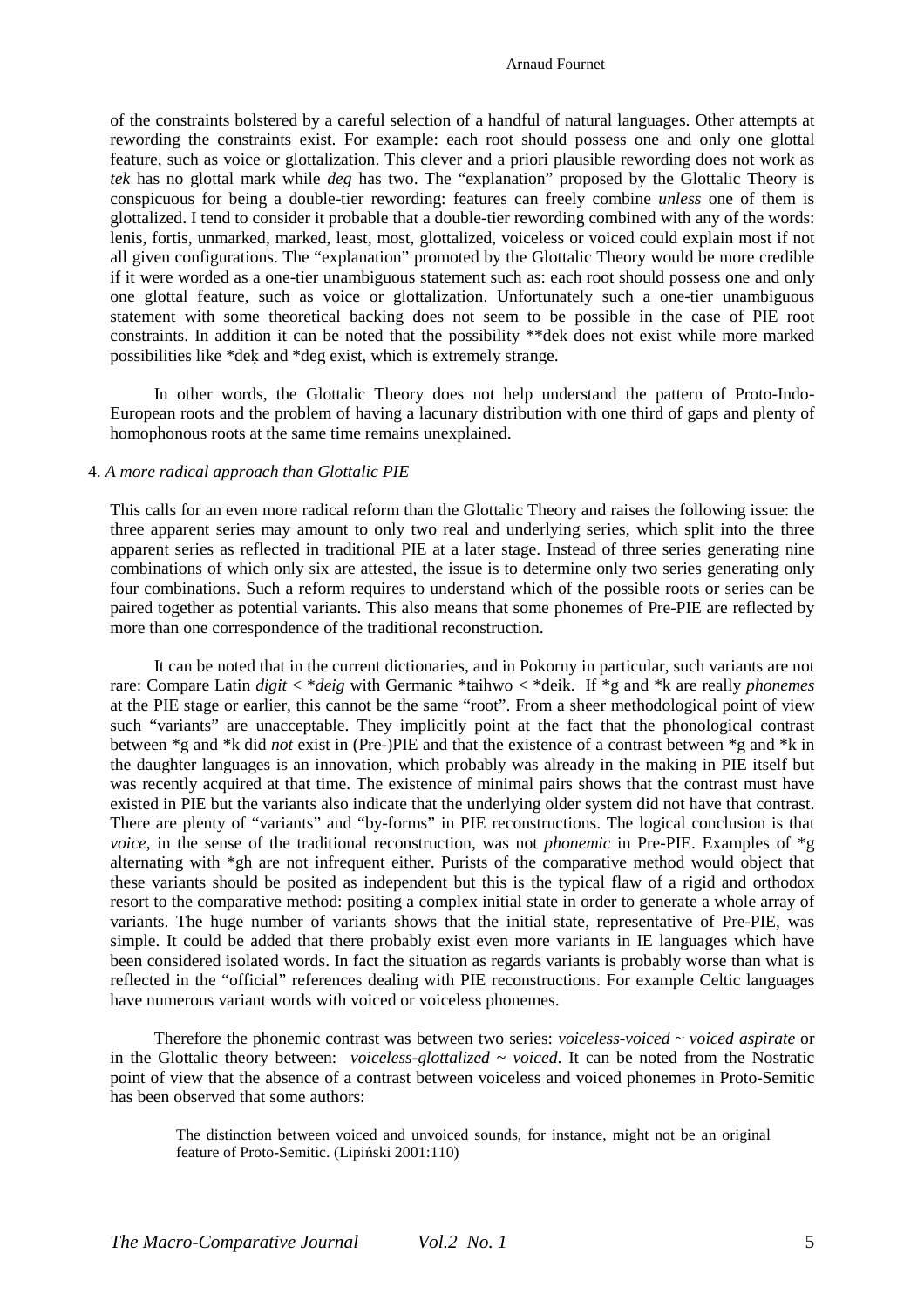of the constraints bolstered by a careful selection of a handful of natural languages. Other attempts at rewording the constraints exist. For example: each root should possess one and only one glottal feature, such as voice or glottalization. This clever and a priori plausible rewording does not work as *tek* has no glottal mark while *deg* has two. The "explanation" proposed by the Glottalic Theory is conspicuous for being a double-tier rewording: features can freely combine *unless* one of them is glottalized. I tend to consider it probable that a double-tier rewording combined with any of the words: lenis, fortis, unmarked, marked, least, most, glottalized, voiceless or voiced could explain most if not all given configurations. The "explanation" promoted by the Glottalic Theory would be more credible if it were worded as a one-tier unambiguous statement such as: each root should possess one and only one glottal feature, such as voice or glottalization. Unfortunately such a one-tier unambiguous statement with some theoretical backing does not seem to be possible in the case of PIE root constraints. In addition it can be noted that the possibility **dek does not exist while more marked possibilities like *deḳ and *deg exist, which is extremely strange.

In other words, the Glottalic Theory does not help understand the pattern of Proto-Indo-European roots and the problem of having a lacunary distribution with one third of gaps and plenty of homophonous roots at the same time remains unexplained.

## 4. *A more radical approach than Glottalic PIE*

This calls for an even more radical reform than the Glottalic Theory and raises the following issue: the three apparent series may amount to only two real and underlying series, which split into the three apparent series as reflected in traditional PIE at a later stage. Instead of three series generating nine combinations of which only six are attested, the issue is to determine only two series generating only four combinations. Such a reform requires to understand which of the possible roots or series can be paired together as potential variants. This also means that some phonemes of Pre-PIE are reflected by more than one correspondence of the traditional reconstruction.

It can be noted that in the current dictionaries, and in Pokorny in particular, such variants are not rare: Compare Latin *digit* < **deig* with Germanic *taihwo < *deik. If *g and *k are really *phonemes* at the PIE stage or earlier, this cannot be the same "root". From a sheer methodological point of view such "variants" are unacceptable. They implicitly point at the fact that the phonological contrast between *g and *k did *not* exist in (Pre-)PIE and that the existence of a contrast between *g and *k in the daughter languages is an innovation, which probably was already in the making in PIE itself but was recently acquired at that time. The existence of minimal pairs shows that the contrast must have existed in PIE but the variants also indicate that the underlying older system did not have that contrast. There are plenty of "variants" and "by-forms" in PIE reconstructions. The logical conclusion is that *voice*, in the sense of the traditional reconstruction, was not *phonemic* in Pre-PIE. Examples of *g alternating with *gh are not infrequent either. Purists of the comparative method would object that these variants should be posited as independent but this is the typical flaw of a rigid and orthodox resort to the comparative method: positing a complex initial state in order to generate a whole array of variants. The huge number of variants shows that the initial state, representative of Pre-PIE, was simple. It could be added that there probably exist even more variants in IE languages which have been considered isolated words. In fact the situation as regards variants is probably worse than what is reflected in the "official" references dealing with PIE reconstructions. For example Celtic languages have numerous variant words with voiced or voiceless phonemes.

Therefore the phonemic contrast was between two series: *voiceless-voiced ~ voiced aspirate* or in the Glottalic theory between: *voiceless-glottalized ~ voiced*. It can be noted from the Nostratic point of view that the absence of a contrast between voiceless and voiced phonemes in Proto-Semitic has been observed that some authors:

> The distinction between voiced and unvoiced sounds, for instance, might not be an original feature of Proto-Semitic. (Lipiński 2001:110)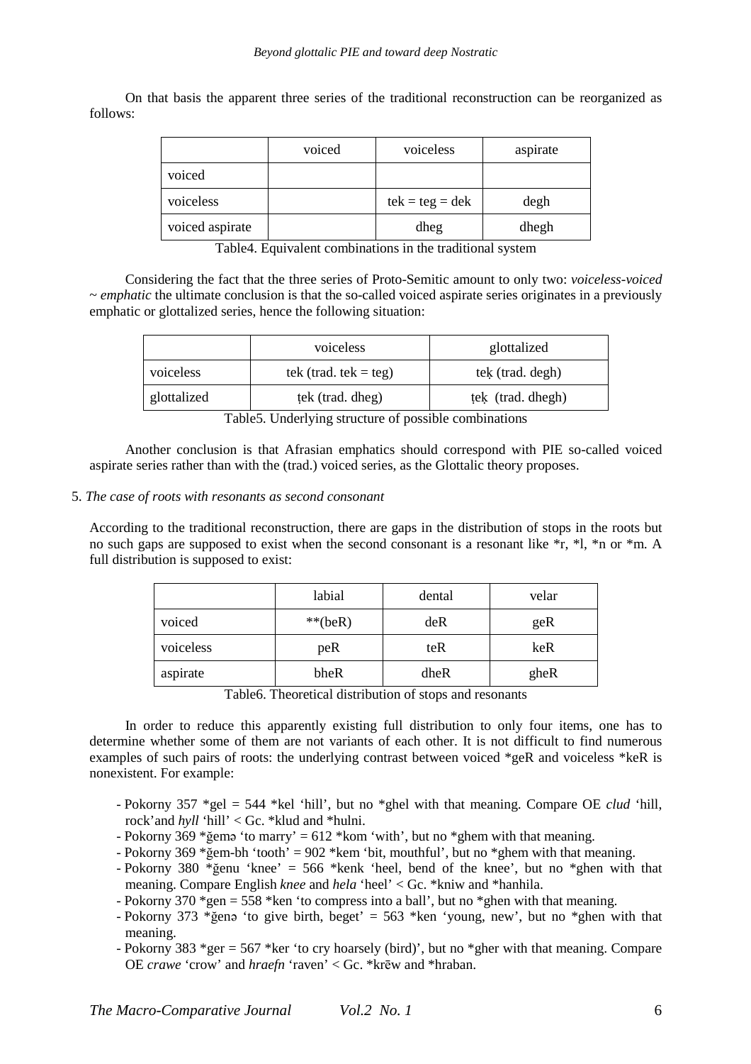On that basis the apparent three series of the traditional reconstruction can be reorganized as follows:

| | voiced | voiceless | aspirate |
|---|---|---|---|
| voiced | | | |
| voiceless | | tek = teg = dek | degh |
| voiced aspirate | | dheg | dhegh |

Table4. Equivalent combinations in the traditional system

Considering the fact that the three series of Proto-Semitic amount to only two: *voiceless-voiced ~ emphatic* the ultimate conclusion is that the so-called voiced aspirate series originates in a previously emphatic or glottalized series, hence the following situation:

| | voiceless | glottalized |
|---|---|---|
| voiceless | tek (trad. tek = teg) | teḳ (trad. degh) |
| glottalized | ṭek (trad. dheg) | ṭeḳ (trad. dhegh) |

Table5. Underlying structure of possible combinations

Another conclusion is that Afrasian emphatics should correspond with PIE so-called voiced aspirate series rather than with the (trad.) voiced series, as the Glottalic theory proposes.

5. *The case of roots with resonants as second consonant*

According to the traditional reconstruction, there are gaps in the distribution of stops in the roots but no such gaps are supposed to exist when the second consonant is a resonant like *r, *l, *n or *m. A full distribution is supposed to exist:

| | labial | dental | velar |
|---|---|---|---|
| voiced | **(beR) | deR | geR |
| voiceless | peR | teR | keR |
| aspirate | bheR | dheR | gheR |

Table6. Theoretical distribution of stops and resonants

In order to reduce this apparently existing full distribution to only four items, one has to determine whether some of them are not variants of each other. It is not difficult to find numerous examples of such pairs of roots: the underlying contrast between voiced *geR and voiceless *keR is nonexistent. For example:

- Pokorny 357 *gel = 544 *kel 'hill', but no *ghel with that meaning. Compare OE *clud* 'hill, rock'and *hyll* 'hill' < Gc. *klud and *hulni.
- Pokorny 369 *ĝemə 'to marry' = 612 *kom 'with', but no *ghem with that meaning.
- Pokorny 369 *ĝem-bh 'tooth' = 902 *kem 'bit, mouthful', but no *ghem with that meaning.
- Pokorny 380 *ĝenu 'knee' = 566 *kenk 'heel, bend of the knee', but no *ghen with that meaning. Compare English *knee* and *hela* 'heel' < Gc. *kniw and *hanhila.
- Pokorny 370 *gen = 558 *ken 'to compress into a ball', but no *ghen with that meaning.
- Pokorny 373 *ĝenə 'to give birth, beget' = 563 *ken 'young, new', but no *ghen with that meaning.
- Pokorny 383 *ger = 567 *ker 'to cry hoarsely (bird)', but no *gher with that meaning. Compare OE *crawe* 'crow' and *hraefn* 'raven' < Gc. *krēw and *hraban.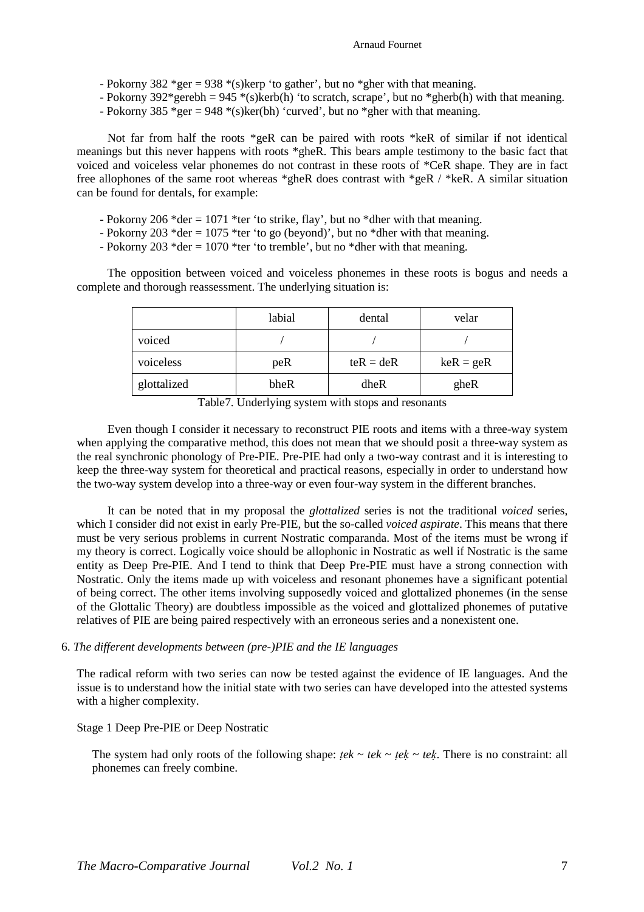- Pokorny 382 *ger = 938 *(s)kerp 'to gather', but no *gher with that meaning.
- Pokorny 392*gerebh = 945 *(s)kerb(h) 'to scratch, scrape', but no *gherb(h) with that meaning.
- Pokorny 385 *ger = 948 *(s)ker(bh) 'curved', but no *gher with that meaning.

Not far from half the roots *geR can be paired with roots *keR of similar if not identical meanings but this never happens with roots *gheR. This bears ample testimony to the basic fact that voiced and voiceless velar phonemes do not contrast in these roots of *CeR shape. They are in fact free allophones of the same root whereas *gheR does contrast with *geR / *keR. A similar situation can be found for dentals, for example:

- Pokorny 206 *der = 1071 *ter 'to strike, flay', but no *dher with that meaning.
- Pokorny 203 *der = 1075 *ter 'to go (beyond)', but no *dher with that meaning.
- Pokorny 203 *der = 1070 *ter 'to tremble', but no *dher with that meaning.

The opposition between voiced and voiceless phonemes in these roots is bogus and needs a complete and thorough reassessment. The underlying situation is:

| | labial | dental | velar |
|---|---|---|---|
| voiced | / | / | / |
| voiceless | peR | teR = deR | keR = geR |
| glottalized | bheR | dheR | gheR |

Table7. Underlying system with stops and resonants

Even though I consider it necessary to reconstruct PIE roots and items with a three-way system when applying the comparative method, this does not mean that we should posit a three-way system as the real synchronic phonology of Pre-PIE. Pre-PIE had only a two-way contrast and it is interesting to keep the three-way system for theoretical and practical reasons, especially in order to understand how the two-way system develop into a three-way or even four-way system in the different branches.

It can be noted that in my proposal the *glottalized* series is not the traditional *voiced* series, which I consider did not exist in early Pre-PIE, but the so-called *voiced aspirate*. This means that there must be very serious problems in current Nostratic comparanda. Most of the items must be wrong if my theory is correct. Logically voice should be allophonic in Nostratic as well if Nostratic is the same entity as Deep Pre-PIE. And I tend to think that Deep Pre-PIE must have a strong connection with Nostratic. Only the items made up with voiceless and resonant phonemes have a significant potential of being correct. The other items involving supposedly voiced and glottalized phonemes (in the sense of the Glottalic Theory) are doubtless impossible as the voiced and glottalized phonemes of putative relatives of PIE are being paired respectively with an erroneous series and a nonexistent one.

6. *The different developments between (pre-)PIE and the IE languages*

The radical reform with two series can now be tested against the evidence of IE languages. And the issue is to understand how the initial state with two series can have developed into the attested systems with a higher complexity.

Stage 1 Deep Pre-PIE or Deep Nostratic

The system had only roots of the following shape: *ṭek* ~ *tek* ~ *ṭeḳ* ~ *teḳ*. There is no constraint: all phonemes can freely combine.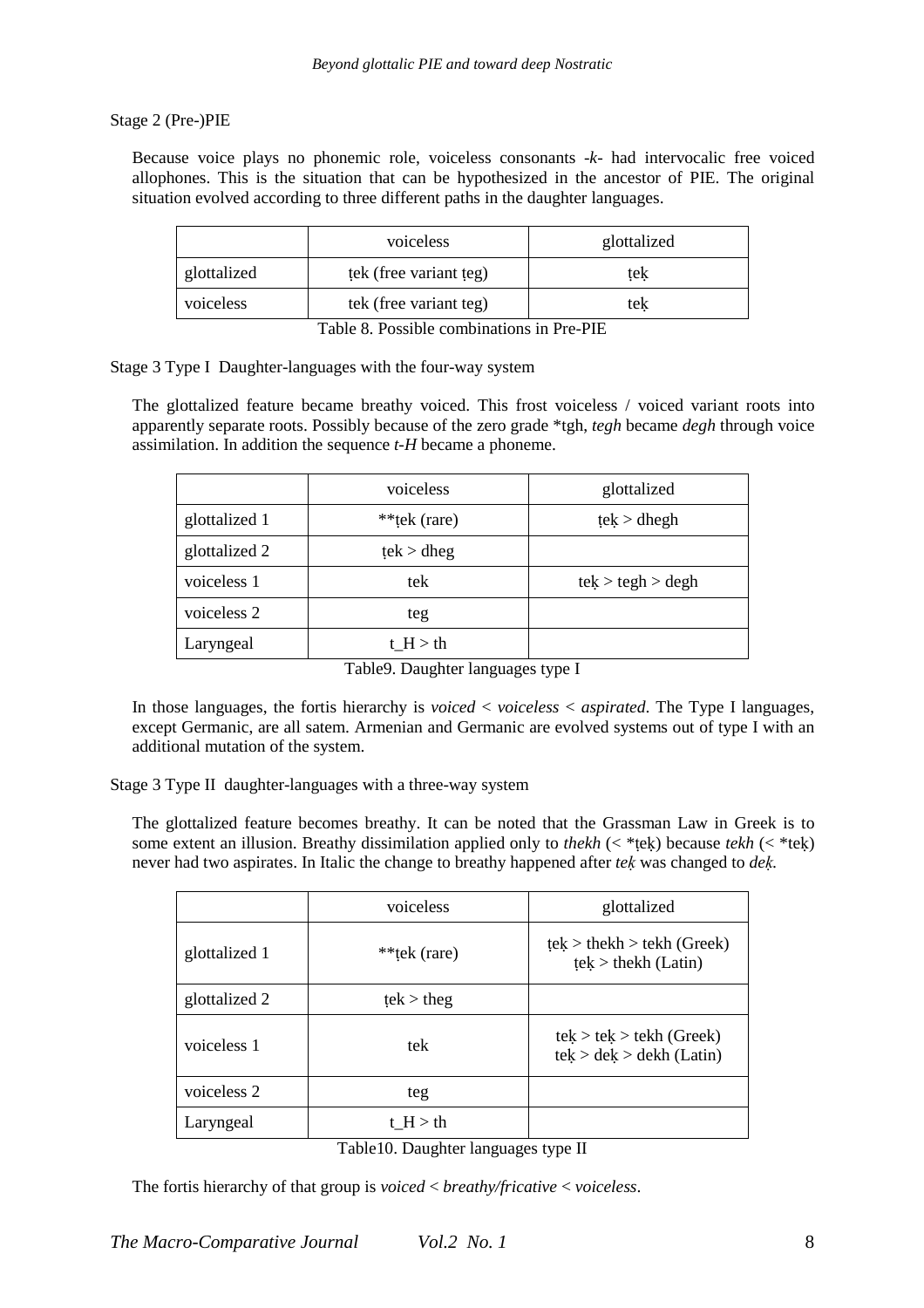Stage 2 (Pre-)PIE

Because voice plays no phonemic role, voiceless consonants *-k-* had intervocalic free voiced allophones. This is the situation that can be hypothesized in the ancestor of PIE. The original situation evolved according to three different paths in the daughter languages.

| | voiceless | glottalized |
|---|---|---|
| glottalized | ṭek (free variant ṭeg) | ṭeḳ |
| voiceless | tek (free variant teg) | teḳ |

Table 8. Possible combinations in Pre-PIE

Stage 3 Type I Daughter-languages with the four-way system

The glottalized feature became breathy voiced. This frost voiceless / voiced variant roots into apparently separate roots. Possibly because of the zero grade *tgh, *tegh* became *degh* through voice assimilation. In addition the sequence *t-H* became a phoneme.

| | voiceless | glottalized |
|---|---|---|
| glottalized 1 | **ṭek (rare) | ṭeḳ > dhegh |
| glottalized 2 | ṭek > dheg | |
| voiceless 1 | tek | teḳ > tegh > degh |
| voiceless 2 | teg | |
| Laryngeal | t_H > th | |

Table9. Daughter languages type I

In those languages, the fortis hierarchy is *voiced* < *voiceless* < *aspirated*. The Type I languages, except Germanic, are all satem. Armenian and Germanic are evolved systems out of type I with an additional mutation of the system.

Stage 3 Type II daughter-languages with a three-way system

The glottalized feature becomes breathy. It can be noted that the Grassman Law in Greek is to some extent an illusion. Breathy dissimilation applied only to *thekh* (< *ṭeḳ) because *tekh* (< *teḳ) never had two aspirates. In Italic the change to breathy happened after *teḳ* was changed to *deḳ*.

| | voiceless | glottalized |
|---|---|---|
| glottalized 1 | **ṭek (rare) | ṭeḳ > thekh > tekh (Greek)<br>ṭeḳ > thekh (Latin) |
| glottalized 2 | ṭek > theg | |
| voiceless 1 | tek | teḳ > teḳ > tekh (Greek)<br>teḳ > deḳ > dekh (Latin) |
| voiceless 2 | teg | |
| Laryngeal | t_H > th | |

Table10. Daughter languages type II

The fortis hierarchy of that group is *voiced* < *breathy/fricative* < *voiceless*.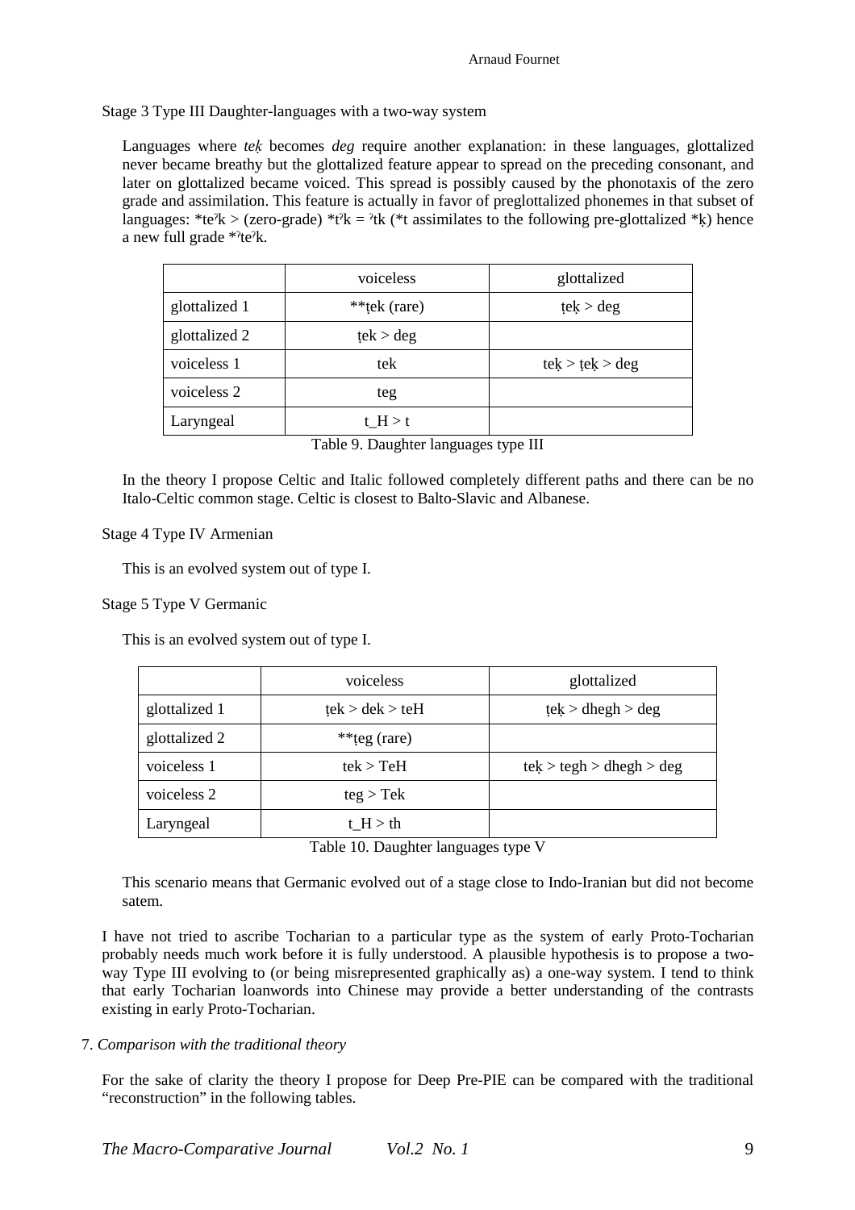Stage 3 Type III Daughter-languages with a two-way system

Languages where *teḳ* becomes *deg* require another explanation: in these languages, glottalized never became breathy but the glottalized feature appear to spread on the preceding consonant, and later on glottalized became voiced. This spread is possibly caused by the phonotaxis of the zero grade and assimilation. This feature is actually in favor of preglottalized phonemes in that subset of languages: *teˀk > (zero-grade) *tˀk = ˀtk (*t assimilates to the following pre-glottalized *ḳ) hence a new full grade *ˀteˀk.

| | voiceless | glottalized |
|---|---|---|
| glottalized 1 | **ṭek (rare) | ṭeḳ > deg |
| glottalized 2 | ṭek > deg | |
| voiceless 1 | tek | teḳ > ṭeḳ > deg |
| voiceless 2 | teg | |
| Laryngeal | t_H > t | |

Table 9. Daughter languages type III

In the theory I propose Celtic and Italic followed completely different paths and there can be no Italo-Celtic common stage. Celtic is closest to Balto-Slavic and Albanese.

Stage 4 Type IV Armenian

This is an evolved system out of type I.

Stage 5 Type V Germanic

This is an evolved system out of type I.

| | voiceless | glottalized |
|---|---|---|
| glottalized 1 | ṭek > dek > teH | ṭeḳ > dhegh > deg |
| glottalized 2 | **ṭeg (rare) | |
| voiceless 1 | tek > TeH | teḳ > tegh > dhegh > deg |
| voiceless 2 | teg > Tek | |
| Laryngeal | t_H > th | |

Table 10. Daughter languages type V

This scenario means that Germanic evolved out of a stage close to Indo-Iranian but did not become satem.

I have not tried to ascribe Tocharian to a particular type as the system of early Proto-Tocharian probably needs much work before it is fully understood. A plausible hypothesis is to propose a two-way Type III evolving to (or being misrepresented graphically as) a one-way system. I tend to think that early Tocharian loanwords into Chinese may provide a better understanding of the contrasts existing in early Proto-Tocharian.

7. *Comparison with the traditional theory*

For the sake of clarity the theory I propose for Deep Pre-PIE can be compared with the traditional "reconstruction" in the following tables.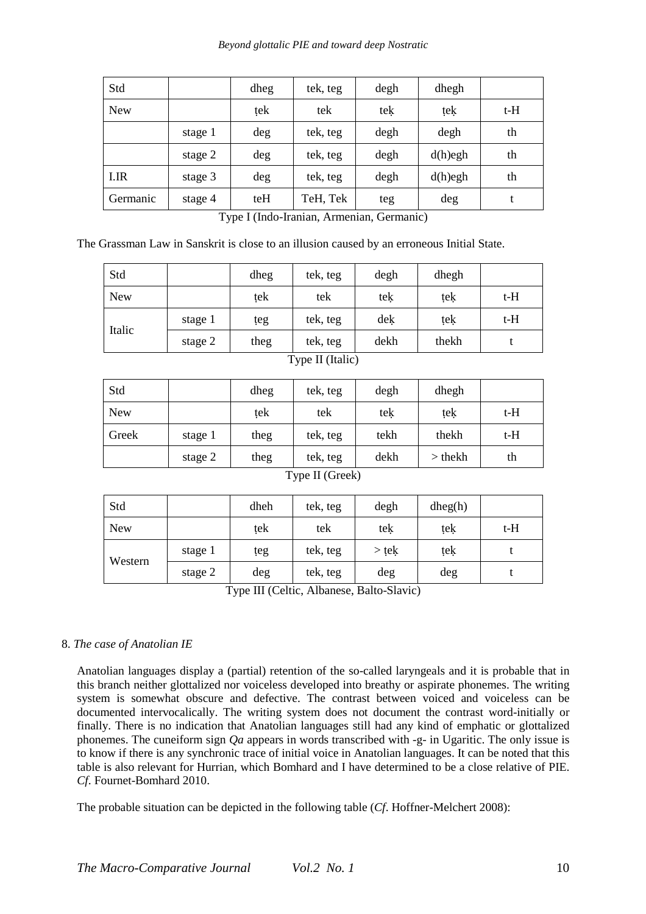| Std | | dheg | tek, teg | degh | dhegh | |
|---|---|---|---|---|---|---|
| New | | ṭek | tek | teḳ | ṭeḳ | t-H |
| | stage 1 | deg | tek, teg | degh | degh | th |
| | stage 2 | deg | tek, teg | degh | d(h)egh | th |
| I.IR | stage 3 | deg | tek, teg | degh | d(h)egh | th |
| Germanic | stage 4 | teH | TeH, Tek | teg | deg | t |

Type I (Indo-Iranian, Armenian, Germanic)

The Grassman Law in Sanskrit is close to an illusion caused by an erroneous Initial State.

| Std | | dheg | tek, teg | degh | dhegh | |
|---|---|---|---|---|---|---|
| New | | ṭek | tek | teḳ | ṭeḳ | t-H |
| Italic | stage 1 | ṭeg | tek, teg | deḳ | ṭeḳ | t-H |
| | stage 2 | theg | tek, teg | dekh | thekh | t |

Type II (Italic)

| Std | | dheg | tek, teg | degh | dhegh | |
|---|---|---|---|---|---|---|
| New | | ṭek | tek | teḳ | ṭeḳ | t-H |
| Greek | stage 1 | theg | tek, teg | tekh | thekh | t-H |
| | stage 2 | theg | tek, teg | dekh | > thekh | th |

Type II (Greek)

| Std | | dheh | tek, teg | degh | dheg(h) | |
|---|---|---|---|---|---|---|
| New | | ṭek | tek | teḳ | ṭeḳ | t-H |
| Western | stage 1 | ṭeg | tek, teg | > ṭeḳ | ṭeḳ | t |
| | stage 2 | deg | tek, teg | deg | deg | t |

Type III (Celtic, Albanese, Balto-Slavic)

8. *The case of Anatolian IE*

Anatolian languages display a (partial) retention of the so-called laryngeals and it is probable that in this branch neither glottalized nor voiceless developed into breathy or aspirate phonemes. The writing system is somewhat obscure and defective. The contrast between voiced and voiceless can be documented intervocalically. The writing system does not document the contrast word-initially or finally. There is no indication that Anatolian languages still had any kind of emphatic or glottalized phonemes. The cuneiform sign *Qa* appears in words transcribed with -g- in Ugaritic. The only issue is to know if there is any synchronic trace of initial voice in Anatolian languages. It can be noted that this table is also relevant for Hurrian, which Bomhard and I have determined to be a close relative of PIE. *Cf*. Fournet-Bomhard 2010.

The probable situation can be depicted in the following table (*Cf*. Hoffner-Melchert 2008):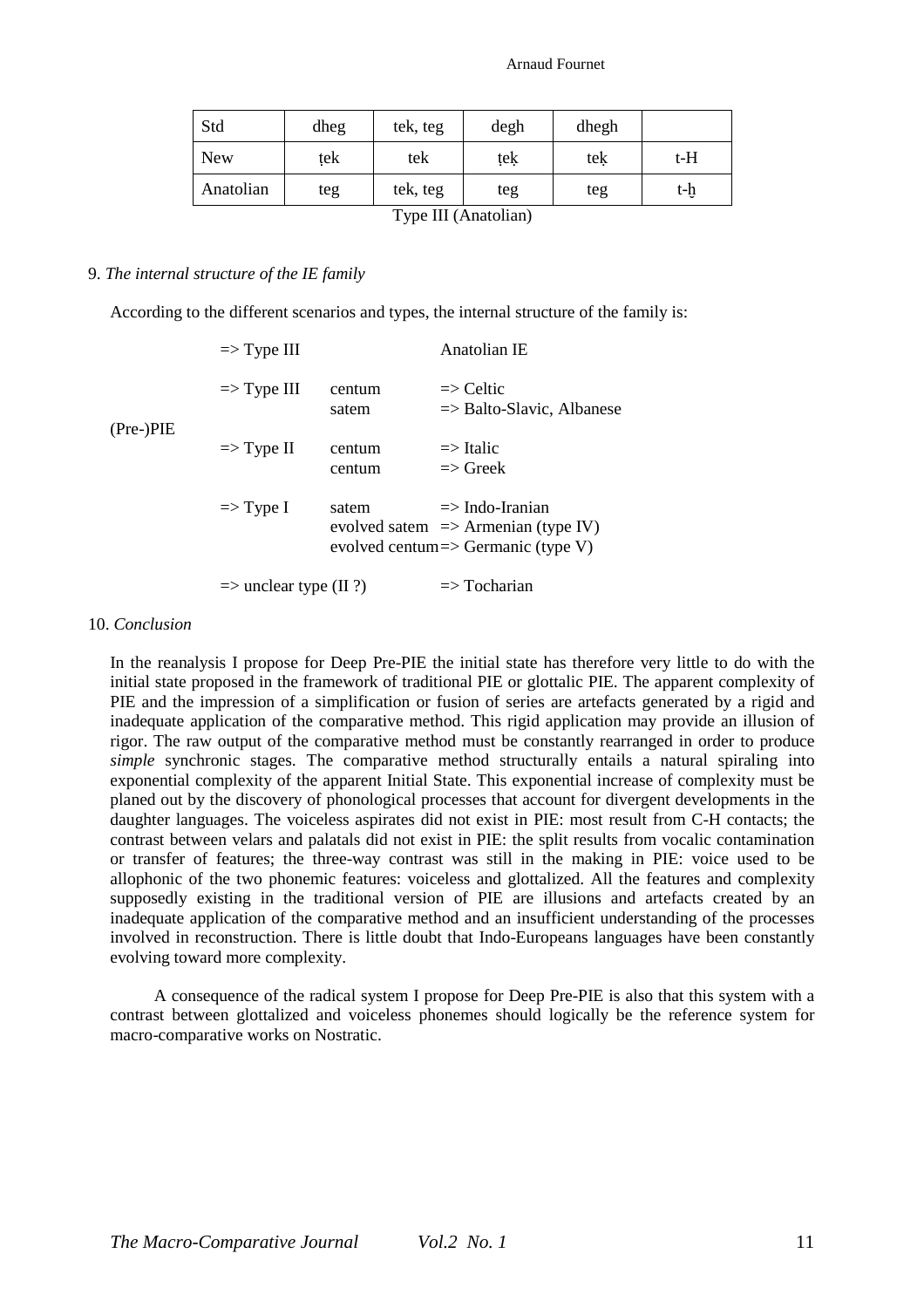| Std | dheg | tek, teg | degh | dhegh | |
|---|---|---|---|---|---|
| New | ṭek | tek | ṭeḳ | teḳ | t-H |
| Anatolian | teg | tek, teg | teg | teg | t-ḫ |

Type III (Anatolian)

9. *The internal structure of the IE family*

According to the different scenarios and types, the internal structure of the family is:

```
            => Type III                      Anatolian IE

            => Type III     centum           => Celtic
                            satem            => Balto-Slavic, Albanese
(Pre-)PIE
            => Type II      centum           => Italic
                            centum           => Greek

            => Type I       satem            => Indo-Iranian
                            evolved satem    => Armenian (type IV)
                            evolved centum   => Germanic (type V)

            => unclear type (II ?)           => Tocharian
```

10. *Conclusion*

In the reanalysis I propose for Deep Pre-PIE the initial state has therefore very little to do with the initial state proposed in the framework of traditional PIE or glottalic PIE. The apparent complexity of PIE and the impression of a simplification or fusion of series are artefacts generated by a rigid and inadequate application of the comparative method. This rigid application may provide an illusion of rigor. The raw output of the comparative method must be constantly rearranged in order to produce *simple* synchronic stages. The comparative method structurally entails a natural spiraling into exponential complexity of the apparent Initial State. This exponential increase of complexity must be planed out by the discovery of phonological processes that account for divergent developments in the daughter languages. The voiceless aspirates did not exist in PIE: most result from C-H contacts; the contrast between velars and palatals did not exist in PIE: the split results from vocalic contamination or transfer of features; the three-way contrast was still in the making in PIE: voice used to be allophonic of the two phonemic features: voiceless and glottalized. All the features and complexity supposedly existing in the traditional version of PIE are illusions and artefacts created by an inadequate application of the comparative method and an insufficient understanding of the processes involved in reconstruction. There is little doubt that Indo-Europeans languages have been constantly evolving toward more complexity.

A consequence of the radical system I propose for Deep Pre-PIE is also that this system with a contrast between glottalized and voiceless phonemes should logically be the reference system for macro-comparative works on Nostratic.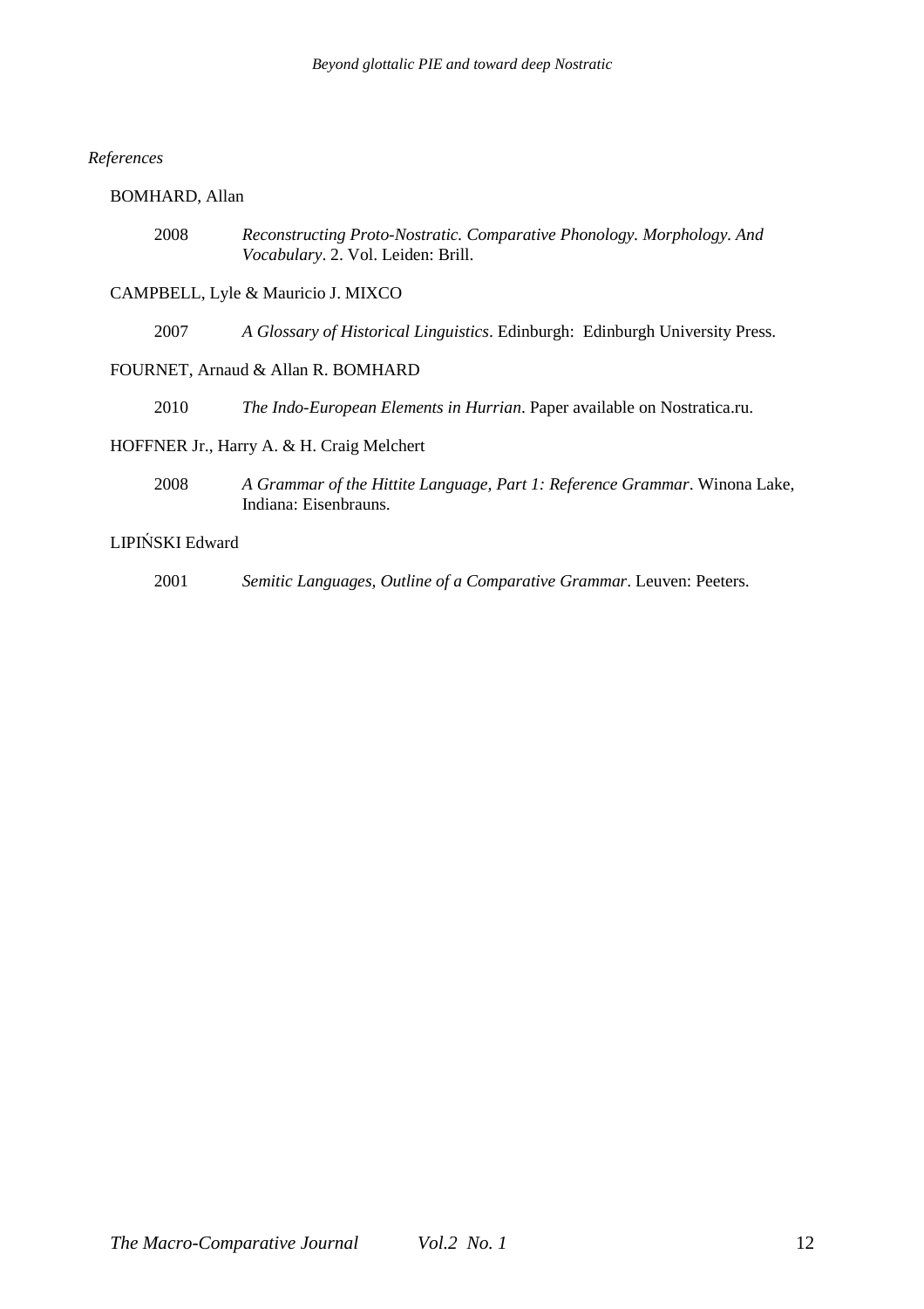*References*

BOMHARD, Allan

2008 *Reconstructing Proto-Nostratic. Comparative Phonology. Morphology. And Vocabulary*. 2. Vol. Leiden: Brill.

CAMPBELL, Lyle & Mauricio J. MIXCO

2007 *A Glossary of Historical Linguistics*. Edinburgh: Edinburgh University Press.

FOURNET, Arnaud & Allan R. BOMHARD

2010 *The Indo-European Elements in Hurrian*. Paper available on Nostratica.ru.

HOFFNER Jr., Harry A. & H. Craig Melchert

2008 *A Grammar of the Hittite Language, Part 1: Reference Grammar*. Winona Lake, Indiana: Eisenbrauns.

LIPIŃSKI Edward

2001 *Semitic Languages, Outline of a Comparative Grammar*. Leuven: Peeters.